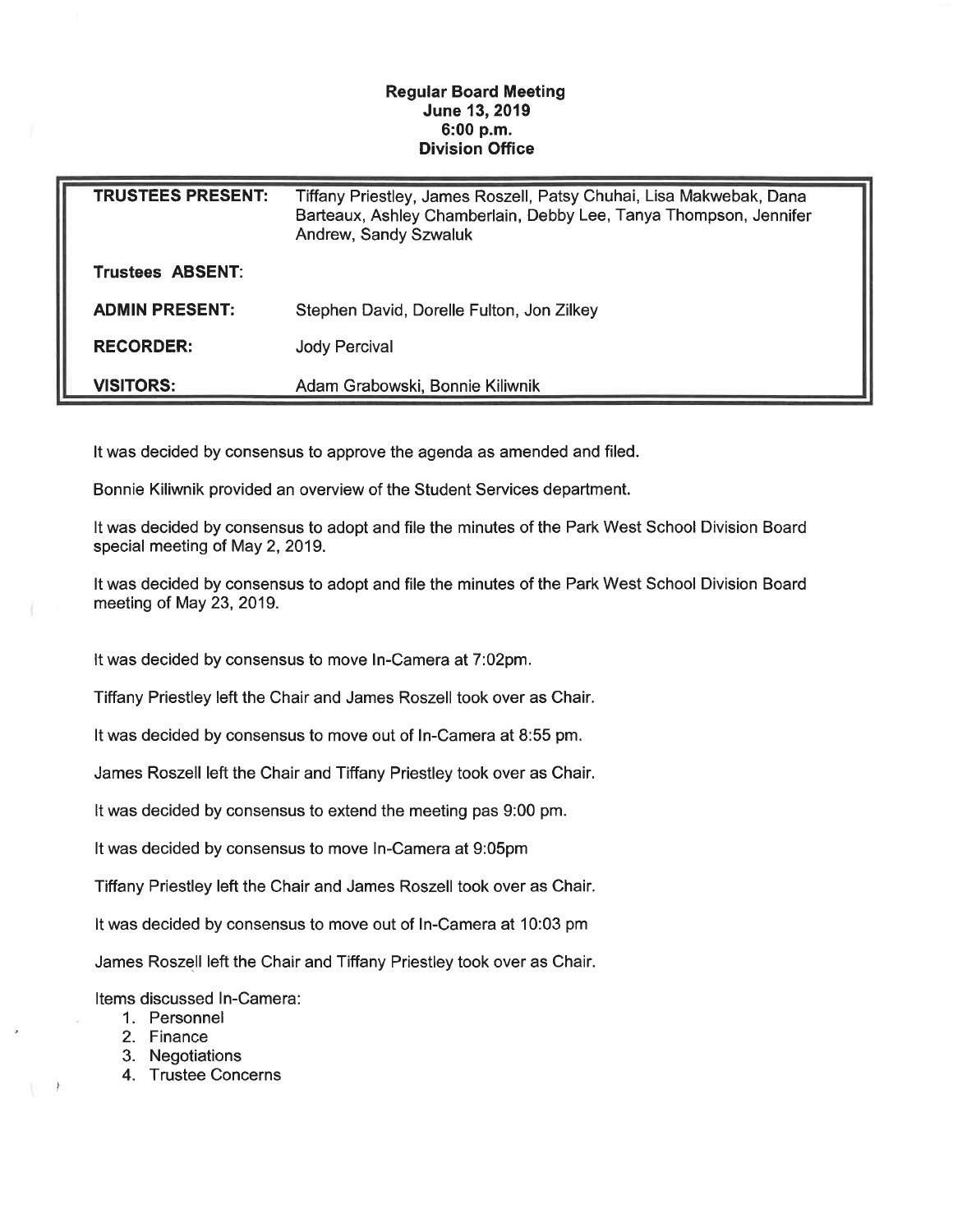**Regular Board Meeting**
**June 13, 2019**
**6:00 p.m.**
**Division Office**

| | |
|---|---|
| **TRUSTEES PRESENT:** | Tiffany Priestley, James Roszell, Patsy Chuhai, Lisa Makwebak, Dana Barteaux, Ashley Chamberlain, Debby Lee, Tanya Thompson, Jennifer Andrew, Sandy Szwaluk |
| **Trustees ABSENT:** | |
| **ADMIN PRESENT:** | Stephen David, Dorelle Fulton, Jon Zilkey |
| **RECORDER:** | Jody Percival |
| **VISITORS:** | Adam Grabowski, Bonnie Kiliwnik |

It was decided by consensus to approve the agenda as amended and filed.

Bonnie Kiliwnik provided an overview of the Student Services department.

It was decided by consensus to adopt and file the minutes of the Park West School Division Board special meeting of May 2, 2019.

It was decided by consensus to adopt and file the minutes of the Park West School Division Board meeting of May 23, 2019.

It was decided by consensus to move In-Camera at 7:02pm.

Tiffany Priestley left the Chair and James Roszell took over as Chair.

It was decided by consensus to move out of In-Camera at 8:55 pm.

James Roszell left the Chair and Tiffany Priestley took over as Chair.

It was decided by consensus to extend the meeting pas 9:00 pm.

It was decided by consensus to move In-Camera at 9:05pm

Tiffany Priestley left the Chair and James Roszell took over as Chair.

It was decided by consensus to move out of In-Camera at 10:03 pm

James Roszell left the Chair and Tiffany Priestley took over as Chair.

Items discussed In-Camera:

1. Personnel
2. Finance
3. Negotiations
4. Trustee Concerns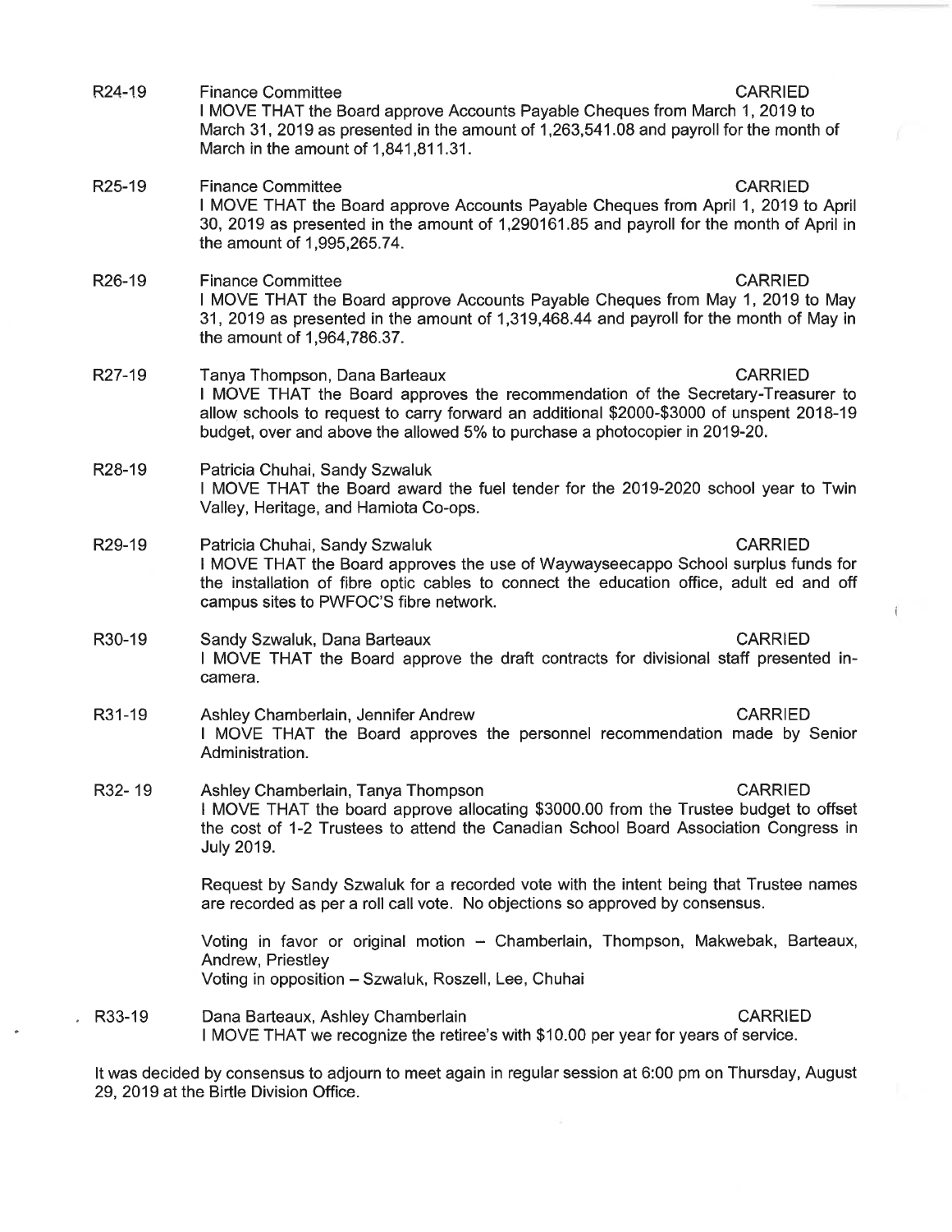R24-19 Finance Committee CARRIED
I MOVE THAT the Board approve Accounts Payable Cheques from March 1, 2019 to March 31, 2019 as presented in the amount of 1,263,541.08 and payroll for the month of March in the amount of 1,841,811.31.

R25-19 Finance Committee CARRIED
I MOVE THAT the Board approve Accounts Payable Cheques from April 1, 2019 to April 30, 2019 as presented in the amount of 1,290161.85 and payroll for the month of April in the amount of 1,995,265.74.

R26-19 Finance Committee CARRIED
I MOVE THAT the Board approve Accounts Payable Cheques from May 1, 2019 to May 31, 2019 as presented in the amount of 1,319,468.44 and payroll for the month of May in the amount of 1,964,786.37.

R27-19 Tanya Thompson, Dana Barteaux CARRIED
I MOVE THAT the Board approves the recommendation of the Secretary-Treasurer to allow schools to request to carry forward an additional $2000-$3000 of unspent 2018-19 budget, over and above the allowed 5% to purchase a photocopier in 2019-20.

R28-19 Patricia Chuhai, Sandy Szwaluk
I MOVE THAT the Board award the fuel tender for the 2019-2020 school year to Twin Valley, Heritage, and Hamiota Co-ops.

R29-19 Patricia Chuhai, Sandy Szwaluk CARRIED
I MOVE THAT the Board approves the use of Waywayseecappo School surplus funds for the installation of fibre optic cables to connect the education office, adult ed and off campus sites to PWFOC'S fibre network.

R30-19 Sandy Szwaluk, Dana Barteaux CARRIED
I MOVE THAT the Board approve the draft contracts for divisional staff presented in-camera.

R31-19 Ashley Chamberlain, Jennifer Andrew CARRIED
I MOVE THAT the Board approves the personnel recommendation made by Senior Administration.

R32- 19 Ashley Chamberlain, Tanya Thompson CARRIED
I MOVE THAT the board approve allocating $3000.00 from the Trustee budget to offset the cost of 1-2 Trustees to attend the Canadian School Board Association Congress in July 2019.

Request by Sandy Szwaluk for a recorded vote with the intent being that Trustee names are recorded as per a roll call vote. No objections so approved by consensus.

Voting in favor or original motion – Chamberlain, Thompson, Makwebak, Barteaux, Andrew, Priestley
Voting in opposition – Szwaluk, Roszell, Lee, Chuhai

R33-19 Dana Barteaux, Ashley Chamberlain CARRIED
I MOVE THAT we recognize the retiree's with $10.00 per year for years of service.

It was decided by consensus to adjourn to meet again in regular session at 6:00 pm on Thursday, August 29, 2019 at the Birtle Division Office.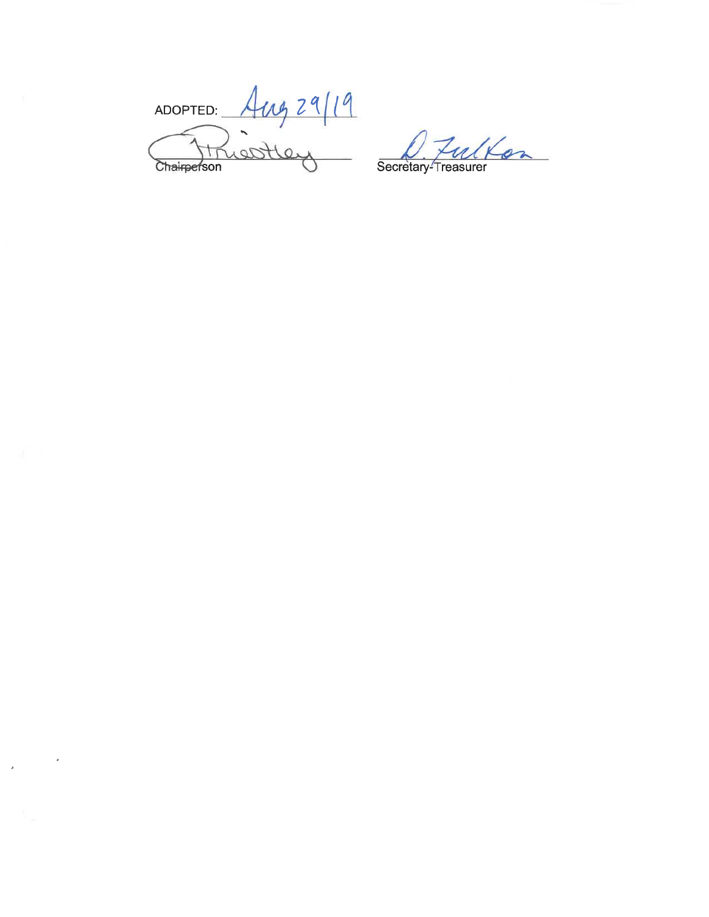ADOPTED: Aug 29/19

Priestley

Chairperson

D. Fulton

Secretary-Treasurer